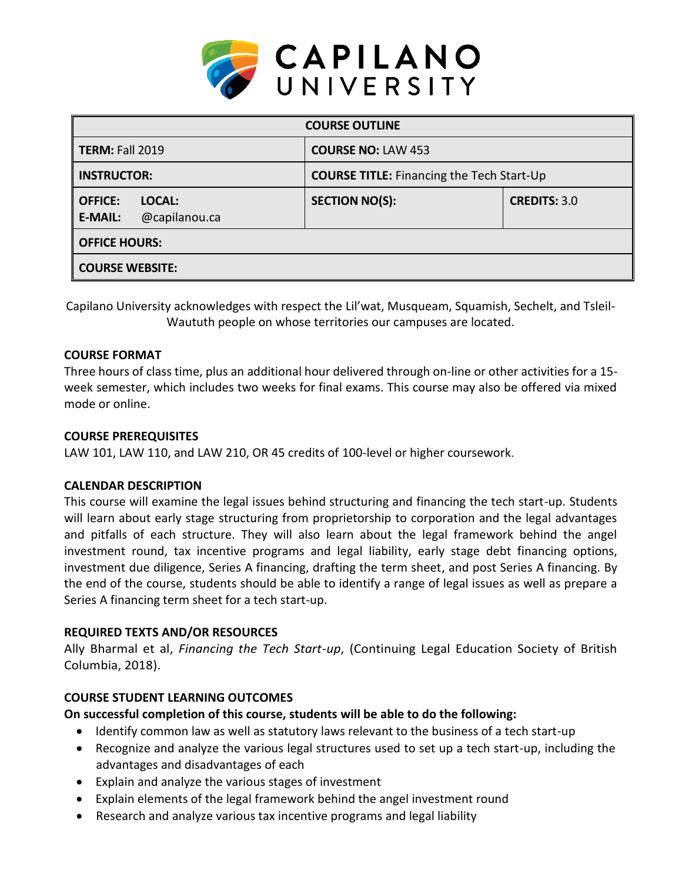# CAPILANO UNIVERSITY

| COURSE OUTLINE | | |
|---|---|---|
| **TERM:** Fall 2019 | **COURSE NO:** LAW 453 | |
| **INSTRUCTOR:** | **COURSE TITLE:** Financing the Tech Start-Up | |
| **OFFICE:** **LOCAL:** **E-MAIL:** @capilanou.ca | **SECTION NO(S):** | **CREDITS:** 3.0 |
| **OFFICE HOURS:** | | |
| **COURSE WEBSITE:** | | |

Capilano University acknowledges with respect the Lil'wat, Musqueam, Squamish, Sechelt, and Tsleil-Waututh people on whose territories our campuses are located.

### COURSE FORMAT

Three hours of class time, plus an additional hour delivered through on-line or other activities for a 15-week semester, which includes two weeks for final exams. This course may also be offered via mixed mode or online.

### COURSE PREREQUISITES

LAW 101, LAW 110, and LAW 210, OR 45 credits of 100-level or higher coursework.

### CALENDAR DESCRIPTION

This course will examine the legal issues behind structuring and financing the tech start-up. Students will learn about early stage structuring from proprietorship to corporation and the legal advantages and pitfalls of each structure. They will also learn about the legal framework behind the angel investment round, tax incentive programs and legal liability, early stage debt financing options, investment due diligence, Series A financing, drafting the term sheet, and post Series A financing. By the end of the course, students should be able to identify a range of legal issues as well as prepare a Series A financing term sheet for a tech start-up.

### REQUIRED TEXTS AND/OR RESOURCES

Ally Bharmal et al, *Financing the Tech Start-up*, (Continuing Legal Education Society of British Columbia, 2018).

### COURSE STUDENT LEARNING OUTCOMES

**On successful completion of this course, students will be able to do the following:**

- Identify common law as well as statutory laws relevant to the business of a tech start-up
- Recognize and analyze the various legal structures used to set up a tech start-up, including the advantages and disadvantages of each
- Explain and analyze the various stages of investment
- Explain elements of the legal framework behind the angel investment round
- Research and analyze various tax incentive programs and legal liability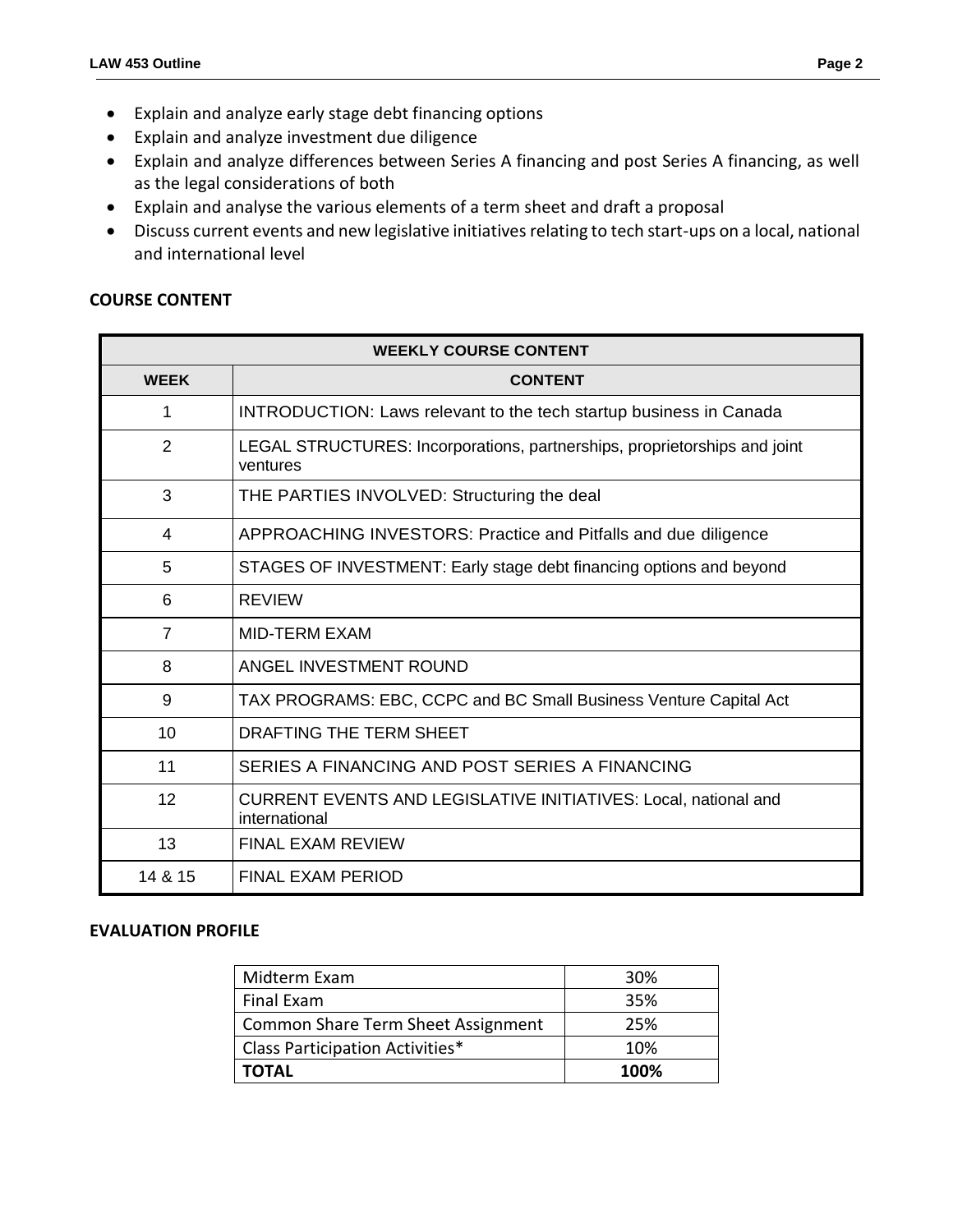- Explain and analyze early stage debt financing options
- Explain and analyze investment due diligence
- Explain and analyze differences between Series A financing and post Series A financing, as well as the legal considerations of both
- Explain and analyse the various elements of a term sheet and draft a proposal
- Discuss current events and new legislative initiatives relating to tech start-ups on a local, national and international level

## COURSE CONTENT

| WEEKLY COURSE CONTENT | |
|---|---|
| **WEEK** | **CONTENT** |
| 1 | INTRODUCTION: Laws relevant to the tech startup business in Canada |
| 2 | LEGAL STRUCTURES: Incorporations, partnerships, proprietorships and joint ventures |
| 3 | THE PARTIES INVOLVED: Structuring the deal |
| 4 | APPROACHING INVESTORS: Practice and Pitfalls and due diligence |
| 5 | STAGES OF INVESTMENT: Early stage debt financing options and beyond |
| 6 | REVIEW |
| 7 | MID-TERM EXAM |
| 8 | ANGEL INVESTMENT ROUND |
| 9 | TAX PROGRAMS: EBC, CCPC and BC Small Business Venture Capital Act |
| 10 | DRAFTING THE TERM SHEET |
| 11 | SERIES A FINANCING AND POST SERIES A FINANCING |
| 12 | CURRENT EVENTS AND LEGISLATIVE INITIATIVES: Local, national and international |
| 13 | FINAL EXAM REVIEW |
| 14 & 15 | FINAL EXAM PERIOD |

## EVALUATION PROFILE

| | |
|---|---|
| Midterm Exam | 30% |
| Final Exam | 35% |
| Common Share Term Sheet Assignment | 25% |
| Class Participation Activities* | 10% |
| **TOTAL** | **100%** |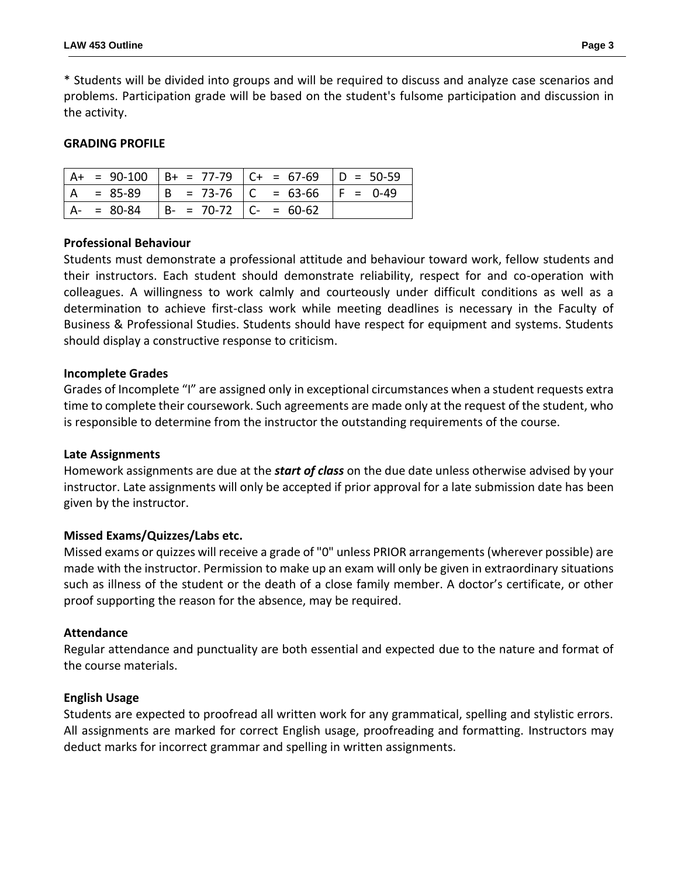* Students will be divided into groups and will be required to discuss and analyze case scenarios and problems. Participation grade will be based on the student's fulsome participation and discussion in the activity.

**GRADING PROFILE**

| A+ = 90-100 | B+ = 77-79 | C+ = 67-69 | D = 50-59 |
|---|---|---|---|
| A = 85-89 | B = 73-76 | C = 63-66 | F = 0-49 |
| A- = 80-84 | B- = 70-72 | C- = 60-62 | |

**Professional Behaviour**

Students must demonstrate a professional attitude and behaviour toward work, fellow students and their instructors. Each student should demonstrate reliability, respect for and co-operation with colleagues. A willingness to work calmly and courteously under difficult conditions as well as a determination to achieve first-class work while meeting deadlines is necessary in the Faculty of Business & Professional Studies. Students should have respect for equipment and systems. Students should display a constructive response to criticism.

**Incomplete Grades**

Grades of Incomplete "I" are assigned only in exceptional circumstances when a student requests extra time to complete their coursework. Such agreements are made only at the request of the student, who is responsible to determine from the instructor the outstanding requirements of the course.

**Late Assignments**

Homework assignments are due at the ***start of class*** on the due date unless otherwise advised by your instructor. Late assignments will only be accepted if prior approval for a late submission date has been given by the instructor.

**Missed Exams/Quizzes/Labs etc.**

Missed exams or quizzes will receive a grade of "0" unless PRIOR arrangements (wherever possible) are made with the instructor. Permission to make up an exam will only be given in extraordinary situations such as illness of the student or the death of a close family member. A doctor's certificate, or other proof supporting the reason for the absence, may be required.

**Attendance**

Regular attendance and punctuality are both essential and expected due to the nature and format of the course materials.

**English Usage**

Students are expected to proofread all written work for any grammatical, spelling and stylistic errors. All assignments are marked for correct English usage, proofreading and formatting. Instructors may deduct marks for incorrect grammar and spelling in written assignments.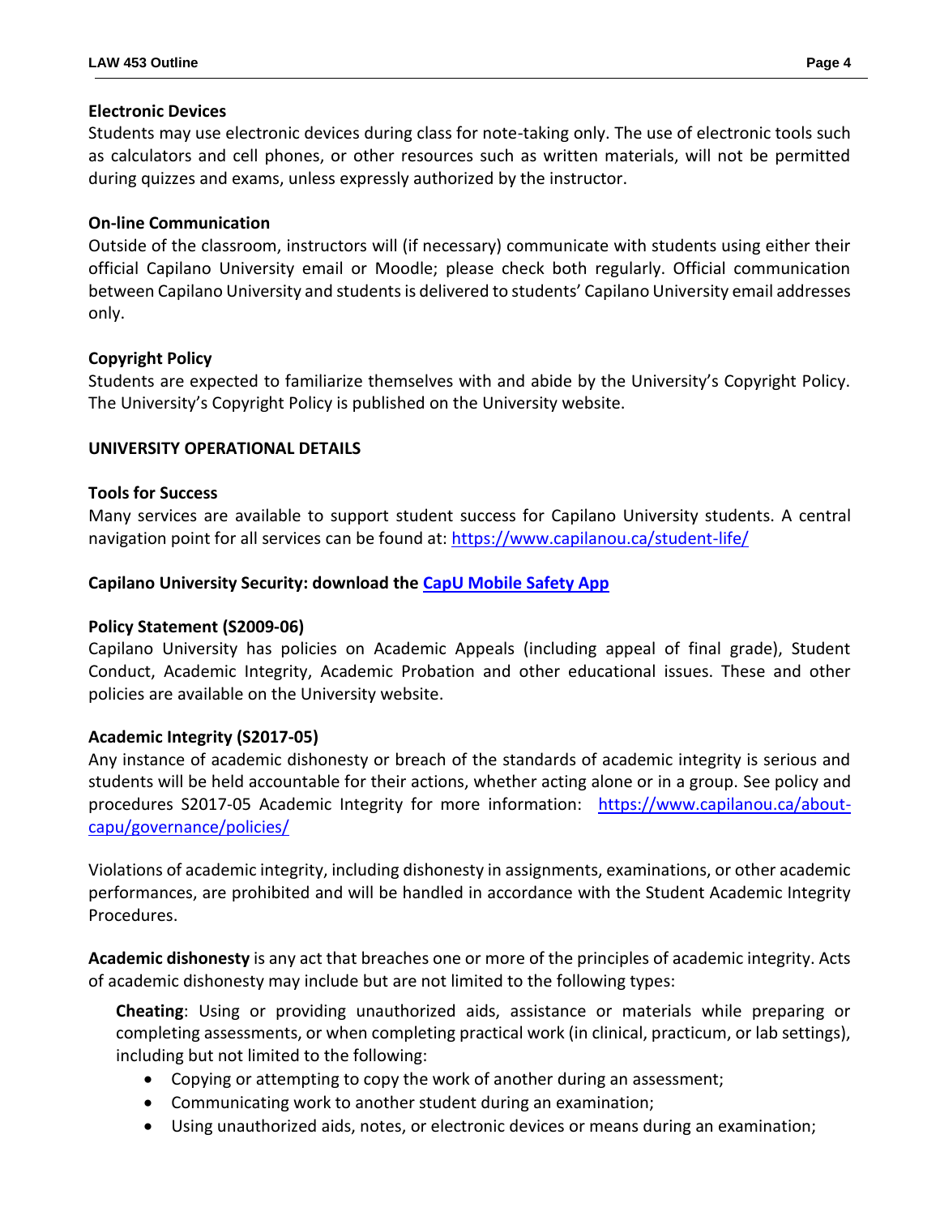**Electronic Devices**

Students may use electronic devices during class for note-taking only. The use of electronic tools such as calculators and cell phones, or other resources such as written materials, will not be permitted during quizzes and exams, unless expressly authorized by the instructor.

**On-line Communication**

Outside of the classroom, instructors will (if necessary) communicate with students using either their official Capilano University email or Moodle; please check both regularly. Official communication between Capilano University and students is delivered to students' Capilano University email addresses only.

**Copyright Policy**

Students are expected to familiarize themselves with and abide by the University's Copyright Policy. The University's Copyright Policy is published on the University website.

**UNIVERSITY OPERATIONAL DETAILS**

**Tools for Success**

Many services are available to support student success for Capilano University students. A central navigation point for all services can be found at: [https://www.capilanou.ca/student-life/](https://www.capilanou.ca/student-life/)

**Capilano University Security: download the CapU Mobile Safety App**

**Policy Statement (S2009-06)**

Capilano University has policies on Academic Appeals (including appeal of final grade), Student Conduct, Academic Integrity, Academic Probation and other educational issues. These and other policies are available on the University website.

**Academic Integrity (S2017-05)**

Any instance of academic dishonesty or breach of the standards of academic integrity is serious and students will be held accountable for their actions, whether acting alone or in a group. See policy and procedures S2017-05 Academic Integrity for more information: [https://www.capilanou.ca/about-capu/governance/policies/](https://www.capilanou.ca/about-capu/governance/policies/)

Violations of academic integrity, including dishonesty in assignments, examinations, or other academic performances, are prohibited and will be handled in accordance with the Student Academic Integrity Procedures.

**Academic dishonesty** is any act that breaches one or more of the principles of academic integrity. Acts of academic dishonesty may include but are not limited to the following types:

**Cheating**: Using or providing unauthorized aids, assistance or materials while preparing or completing assessments, or when completing practical work (in clinical, practicum, or lab settings), including but not limited to the following:

- Copying or attempting to copy the work of another during an assessment;
- Communicating work to another student during an examination;
- Using unauthorized aids, notes, or electronic devices or means during an examination;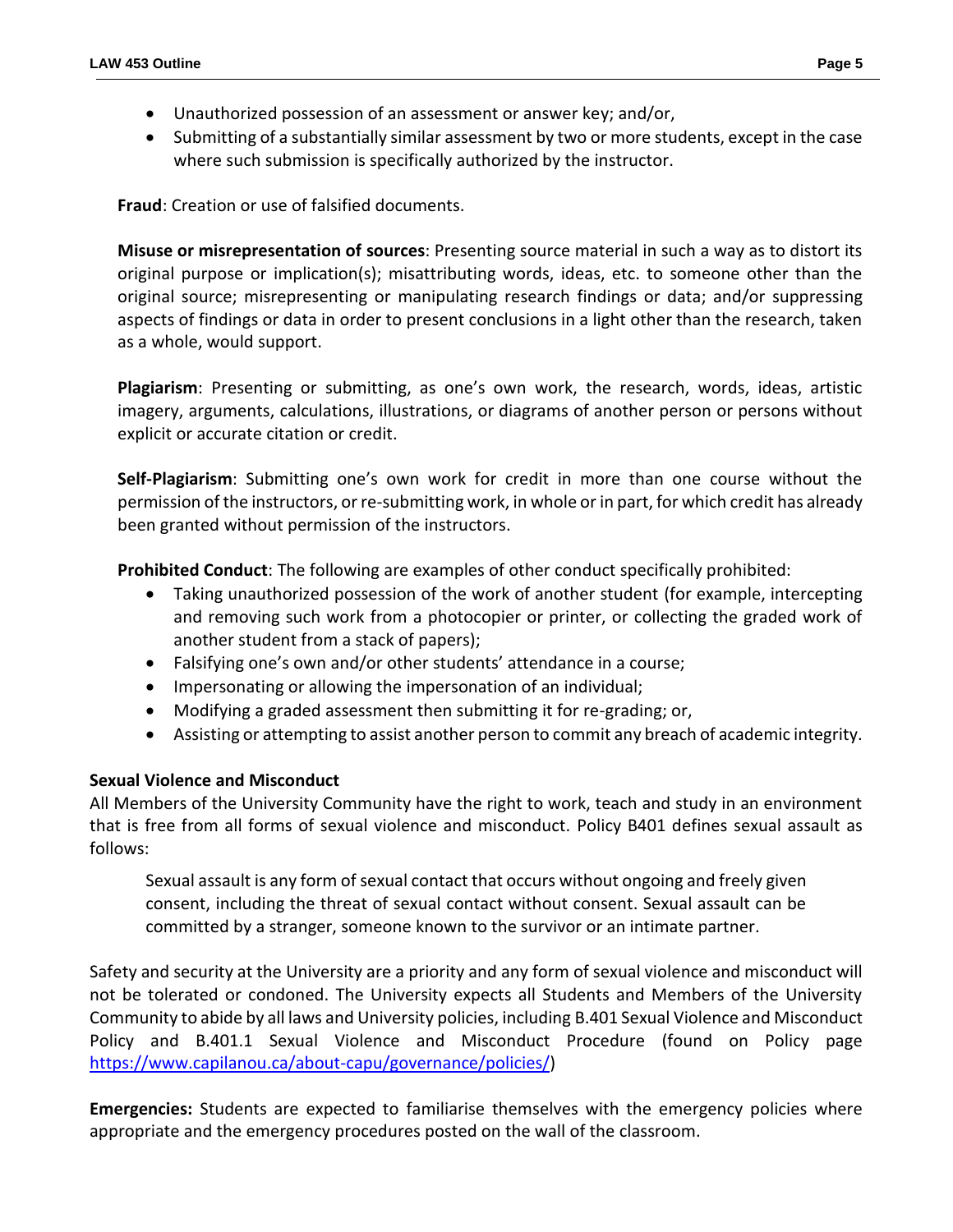- Unauthorized possession of an assessment or answer key; and/or,
- Submitting of a substantially similar assessment by two or more students, except in the case where such submission is specifically authorized by the instructor.

**Fraud**: Creation or use of falsified documents.

**Misuse or misrepresentation of sources**: Presenting source material in such a way as to distort its original purpose or implication(s); misattributing words, ideas, etc. to someone other than the original source; misrepresenting or manipulating research findings or data; and/or suppressing aspects of findings or data in order to present conclusions in a light other than the research, taken as a whole, would support.

**Plagiarism**: Presenting or submitting, as one's own work, the research, words, ideas, artistic imagery, arguments, calculations, illustrations, or diagrams of another person or persons without explicit or accurate citation or credit.

**Self-Plagiarism**: Submitting one's own work for credit in more than one course without the permission of the instructors, or re-submitting work, in whole or in part, for which credit has already been granted without permission of the instructors.

**Prohibited Conduct**: The following are examples of other conduct specifically prohibited:

- Taking unauthorized possession of the work of another student (for example, intercepting and removing such work from a photocopier or printer, or collecting the graded work of another student from a stack of papers);
- Falsifying one's own and/or other students' attendance in a course;
- Impersonating or allowing the impersonation of an individual;
- Modifying a graded assessment then submitting it for re-grading; or,
- Assisting or attempting to assist another person to commit any breach of academic integrity.

**Sexual Violence and Misconduct**

All Members of the University Community have the right to work, teach and study in an environment that is free from all forms of sexual violence and misconduct. Policy B401 defines sexual assault as follows:

> Sexual assault is any form of sexual contact that occurs without ongoing and freely given consent, including the threat of sexual contact without consent. Sexual assault can be committed by a stranger, someone known to the survivor or an intimate partner.

Safety and security at the University are a priority and any form of sexual violence and misconduct will not be tolerated or condoned. The University expects all Students and Members of the University Community to abide by all laws and University policies, including B.401 Sexual Violence and Misconduct Policy and B.401.1 Sexual Violence and Misconduct Procedure (found on Policy page https://www.capilanou.ca/about-capu/governance/policies/)

**Emergencies:** Students are expected to familiarise themselves with the emergency policies where appropriate and the emergency procedures posted on the wall of the classroom.